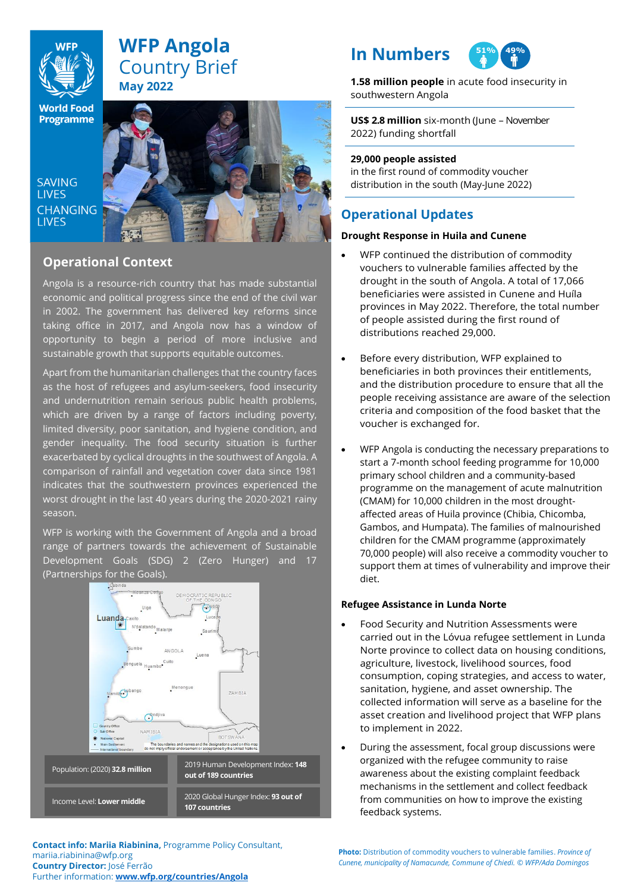# WFP Angola Country Brief

**May 2022**

SAVING LIVES CHANGING LIVES

## In Numbers

51% 49%

**1.58 million people** in acute food insecurity in southwestern Angola

**US$ 2.8 million** six-month (June – November 2022) funding shortfall

**29,000 people assisted** in the first round of commodity voucher distribution in the south (May-June 2022)

## Operational Context

Angola is a resource-rich country that has made substantial economic and political progress since the end of the civil war in 2002. The government has delivered key reforms since taking office in 2017, and Angola now has a window of opportunity to begin a period of more inclusive and sustainable growth that supports equitable outcomes.

Apart from the humanitarian challenges that the country faces as the host of refugees and asylum-seekers, food insecurity and undernutrition remain serious public health problems, which are driven by a range of factors including poverty, limited diversity, poor sanitation, and hygiene condition, and gender inequality. The food security situation is further exacerbated by cyclical droughts in the southwest of Angola. A comparison of rainfall and vegetation cover data since 1981 indicates that the southwestern provinces experienced the worst drought in the last 40 years during the 2020-2021 rainy season.

WFP is working with the Government of Angola and a broad range of partners towards the achievement of Sustainable Development Goals (SDG) 2 (Zero Hunger) and 17 (Partnerships for the Goals).

| | |
|---|---|
| Population: (2020) **32.8 million** | 2019 Human Development Index: **148 out of 189 countries** |
| Income Level: **Lower middle** | 2020 Global Hunger Index: **93 out of 107 countries** |

## Operational Updates

### Drought Response in Huila and Cunene

- WFP continued the distribution of commodity vouchers to vulnerable families affected by the drought in the south of Angola. A total of 17,066 beneficiaries were assisted in Cunene and Huíla provinces in May 2022. Therefore, the total number of people assisted during the first round of distributions reached 29,000.
- Before every distribution, WFP explained to beneficiaries in both provinces their entitlements, and the distribution procedure to ensure that all the people receiving assistance are aware of the selection criteria and composition of the food basket that the voucher is exchanged for.
- WFP Angola is conducting the necessary preparations to start a 7-month school feeding programme for 10,000 primary school children and a community-based programme on the management of acute malnutrition (CMAM) for 10,000 children in the most drought-affected areas of Huila province (Chibia, Chicomba, Gambos, and Humpata). The families of malnourished children for the CMAM programme (approximately 70,000 people) will also receive a commodity voucher to support them at times of vulnerability and improve their diet.

### Refugee Assistance in Lunda Norte

- Food Security and Nutrition Assessments were carried out in the Lóvua refugee settlement in Lunda Norte province to collect data on housing conditions, agriculture, livestock, livelihood sources, food consumption, coping strategies, and access to water, sanitation, hygiene, and asset ownership. The collected information will serve as a baseline for the asset creation and livelihood project that WFP plans to implement in 2022.
- During the assessment, focal group discussions were organized with the refugee community to raise awareness about the existing complaint feedback mechanisms in the settlement and collect feedback from communities on how to improve the existing feedback systems.

**Contact info: Mariia Riabinina,** Programme Policy Consultant, mariia.riabinina@wfp.org
**Country Director:** José Ferrão
Further information: **www.wfp.org/countries/Angola**

**Photo:** Distribution of commodity vouchers to vulnerable families. *Province of Cunene, municipality of Namacunde, Commune of Chiedi. © WFP/Ada Domingos*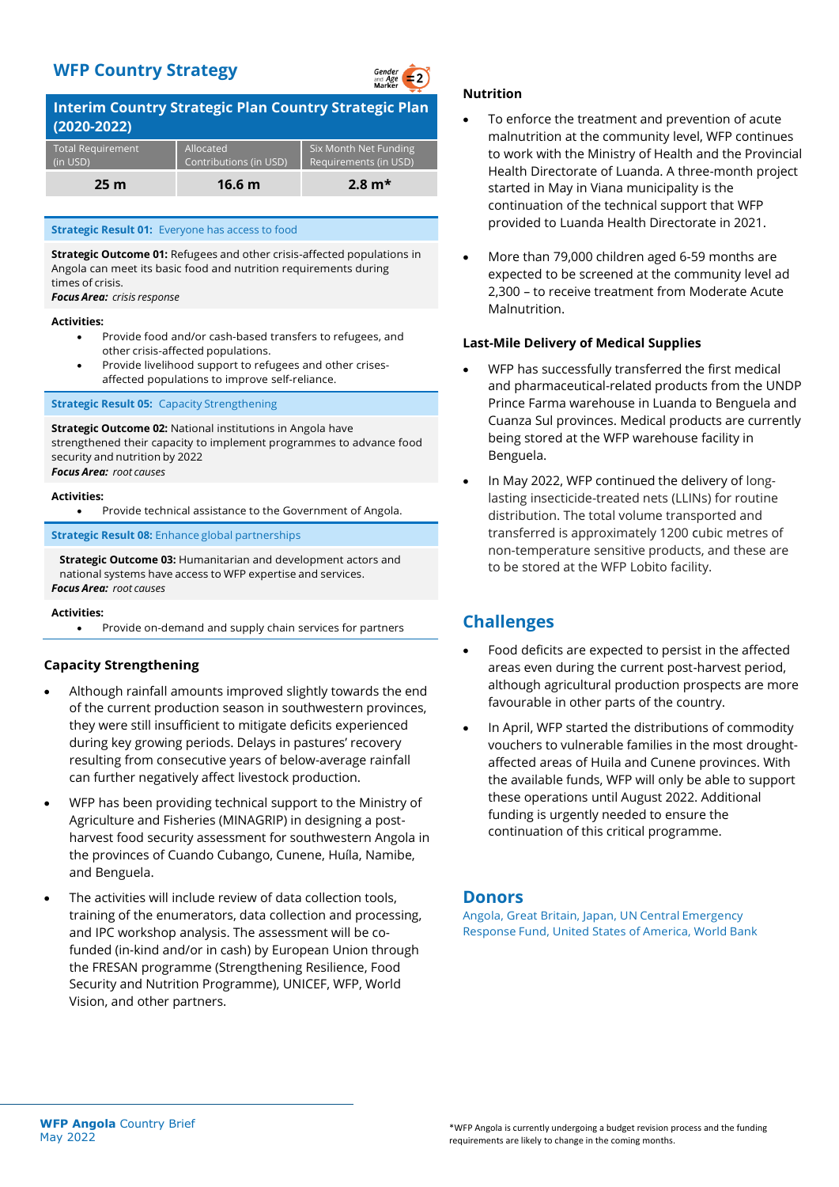## WFP Country Strategy

Gender and Age Marker 2

### Interim Country Strategic Plan Country Strategic Plan (2020-2022)

| Total Requirement (in USD) | Allocated Contributions (in USD) | Six Month Net Funding Requirements (in USD) |
|---|---|---|
| 25 m | 16.6 m | 2.8 m* |

**Strategic Result 01:** Everyone has access to food

**Strategic Outcome 01:** Refugees and other crisis-affected populations in Angola can meet its basic food and nutrition requirements during times of crisis.
***Focus Area:*** *crisis response*

**Activities:**

- Provide food and/or cash-based transfers to refugees, and other crisis-affected populations.
- Provide livelihood support to refugees and other crises-affected populations to improve self-reliance.

**Strategic Result 05:** Capacity Strengthening

**Strategic Outcome 02:** National institutions in Angola have strengthened their capacity to implement programmes to advance food security and nutrition by 2022
***Focus Area:*** *root causes*

**Activities:**

- Provide technical assistance to the Government of Angola.

**Strategic Result 08:** Enhance global partnerships

**Strategic Outcome 03:** Humanitarian and development actors and national systems have access to WFP expertise and services.
***Focus Area:*** *root causes*

**Activities:**

- Provide on-demand and supply chain services for partners

### Capacity Strengthening

- Although rainfall amounts improved slightly towards the end of the current production season in southwestern provinces, they were still insufficient to mitigate deficits experienced during key growing periods. Delays in pastures' recovery resulting from consecutive years of below-average rainfall can further negatively affect livestock production.
- WFP has been providing technical support to the Ministry of Agriculture and Fisheries (MINAGRIP) in designing a post-harvest food security assessment for southwestern Angola in the provinces of Cuando Cubango, Cunene, Huíla, Namibe, and Benguela.
- The activities will include review of data collection tools, training of the enumerators, data collection and processing, and IPC workshop analysis. The assessment will be co-funded (in-kind and/or in cash) by European Union through the FRESAN programme (Strengthening Resilience, Food Security and Nutrition Programme), UNICEF, WFP, World Vision, and other partners.

### Nutrition

- To enforce the treatment and prevention of acute malnutrition at the community level, WFP continues to work with the Ministry of Health and the Provincial Health Directorate of Luanda. A three-month project started in May in Viana municipality is the continuation of the technical support that WFP provided to Luanda Health Directorate in 2021.
- More than 79,000 children aged 6-59 months are expected to be screened at the community level ad 2,300 – to receive treatment from Moderate Acute Malnutrition.

### Last-Mile Delivery of Medical Supplies

- WFP has successfully transferred the first medical and pharmaceutical-related products from the UNDP Prince Farma warehouse in Luanda to Benguela and Cuanza Sul provinces. Medical products are currently being stored at the WFP warehouse facility in Benguela.
- In May 2022, WFP continued the delivery of long-lasting insecticide-treated nets (LLINs) for routine distribution. The total volume transported and transferred is approximately 1200 cubic metres of non-temperature sensitive products, and these are to be stored at the WFP Lobito facility.

## Challenges

- Food deficits are expected to persist in the affected areas even during the current post-harvest period, although agricultural production prospects are more favourable in other parts of the country.
- In April, WFP started the distributions of commodity vouchers to vulnerable families in the most drought-affected areas of Huila and Cunene provinces. With the available funds, WFP will only be able to support these operations until August 2022. Additional funding is urgently needed to ensure the continuation of this critical programme.

## Donors

Angola, Great Britain, Japan, UN Central Emergency Response Fund, United States of America, World Bank

*WFP Angola is currently undergoing a budget revision process and the funding requirements are likely to change in the coming months.